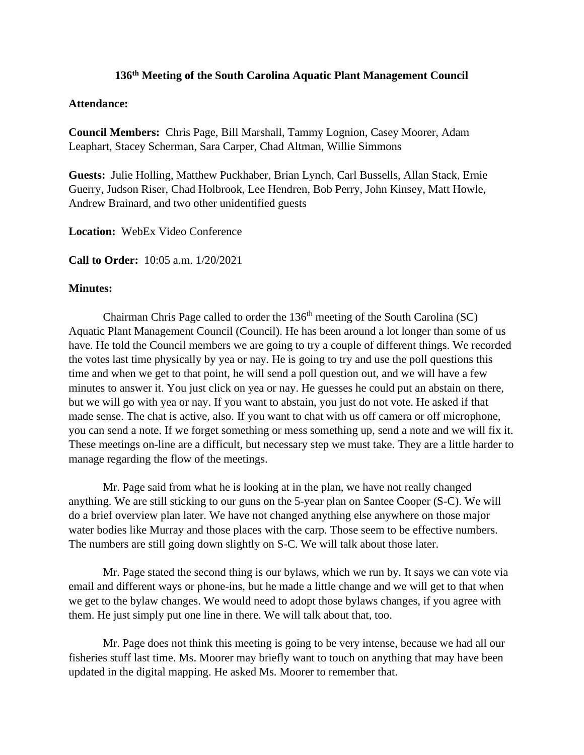# 136th Meeting of the South Carolina Aquatic Plant Management Council

**Attendance:**

**Council Members:** Chris Page, Bill Marshall, Tammy Lognion, Casey Moorer, Adam Leaphart, Stacey Scherman, Sara Carper, Chad Altman, Willie Simmons

**Guests:** Julie Holling, Matthew Puckhaber, Brian Lynch, Carl Bussells, Allan Stack, Ernie Guerry, Judson Riser, Chad Holbrook, Lee Hendren, Bob Perry, John Kinsey, Matt Howle, Andrew Brainard, and two other unidentified guests

**Location:** WebEx Video Conference

**Call to Order:** 10:05 a.m. 1/20/2021

**Minutes:**

Chairman Chris Page called to order the 136th meeting of the South Carolina (SC) Aquatic Plant Management Council (Council). He has been around a lot longer than some of us have. He told the Council members we are going to try a couple of different things. We recorded the votes last time physically by yea or nay. He is going to try and use the poll questions this time and when we get to that point, he will send a poll question out, and we will have a few minutes to answer it. You just click on yea or nay. He guesses he could put an abstain on there, but we will go with yea or nay. If you want to abstain, you just do not vote. He asked if that made sense. The chat is active, also. If you want to chat with us off camera or off microphone, you can send a note. If we forget something or mess something up, send a note and we will fix it. These meetings on-line are a difficult, but necessary step we must take. They are a little harder to manage regarding the flow of the meetings.

Mr. Page said from what he is looking at in the plan, we have not really changed anything. We are still sticking to our guns on the 5-year plan on Santee Cooper (S-C). We will do a brief overview plan later. We have not changed anything else anywhere on those major water bodies like Murray and those places with the carp. Those seem to be effective numbers. The numbers are still going down slightly on S-C. We will talk about those later.

Mr. Page stated the second thing is our bylaws, which we run by. It says we can vote via email and different ways or phone-ins, but he made a little change and we will get to that when we get to the bylaw changes. We would need to adopt those bylaws changes, if you agree with them. He just simply put one line in there. We will talk about that, too.

Mr. Page does not think this meeting is going to be very intense, because we had all our fisheries stuff last time. Ms. Moorer may briefly want to touch on anything that may have been updated in the digital mapping. He asked Ms. Moorer to remember that.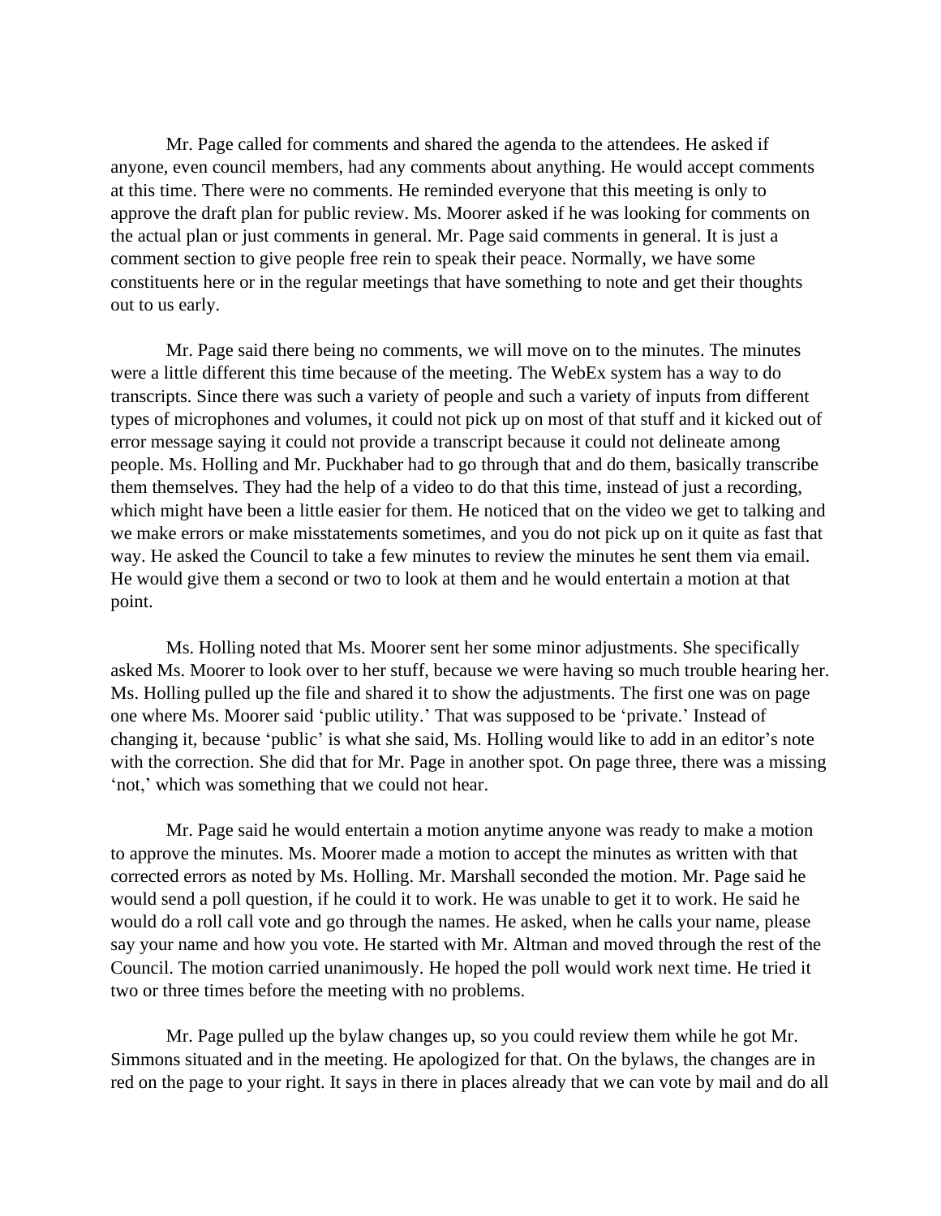Mr. Page called for comments and shared the agenda to the attendees. He asked if anyone, even council members, had any comments about anything. He would accept comments at this time. There were no comments. He reminded everyone that this meeting is only to approve the draft plan for public review. Ms. Moorer asked if he was looking for comments on the actual plan or just comments in general. Mr. Page said comments in general. It is just a comment section to give people free rein to speak their peace. Normally, we have some constituents here or in the regular meetings that have something to note and get their thoughts out to us early.

Mr. Page said there being no comments, we will move on to the minutes. The minutes were a little different this time because of the meeting. The WebEx system has a way to do transcripts. Since there was such a variety of people and such a variety of inputs from different types of microphones and volumes, it could not pick up on most of that stuff and it kicked out of error message saying it could not provide a transcript because it could not delineate among people. Ms. Holling and Mr. Puckhaber had to go through that and do them, basically transcribe them themselves. They had the help of a video to do that this time, instead of just a recording, which might have been a little easier for them. He noticed that on the video we get to talking and we make errors or make misstatements sometimes, and you do not pick up on it quite as fast that way. He asked the Council to take a few minutes to review the minutes he sent them via email. He would give them a second or two to look at them and he would entertain a motion at that point.

Ms. Holling noted that Ms. Moorer sent her some minor adjustments. She specifically asked Ms. Moorer to look over to her stuff, because we were having so much trouble hearing her. Ms. Holling pulled up the file and shared it to show the adjustments. The first one was on page one where Ms. Moorer said 'public utility.' That was supposed to be 'private.' Instead of changing it, because 'public' is what she said, Ms. Holling would like to add in an editor's note with the correction. She did that for Mr. Page in another spot. On page three, there was a missing 'not,' which was something that we could not hear.

Mr. Page said he would entertain a motion anytime anyone was ready to make a motion to approve the minutes. Ms. Moorer made a motion to accept the minutes as written with that corrected errors as noted by Ms. Holling. Mr. Marshall seconded the motion. Mr. Page said he would send a poll question, if he could it to work. He was unable to get it to work. He said he would do a roll call vote and go through the names. He asked, when he calls your name, please say your name and how you vote. He started with Mr. Altman and moved through the rest of the Council. The motion carried unanimously. He hoped the poll would work next time. He tried it two or three times before the meeting with no problems.

Mr. Page pulled up the bylaw changes up, so you could review them while he got Mr. Simmons situated and in the meeting. He apologized for that. On the bylaws, the changes are in red on the page to your right. It says in there in places already that we can vote by mail and do all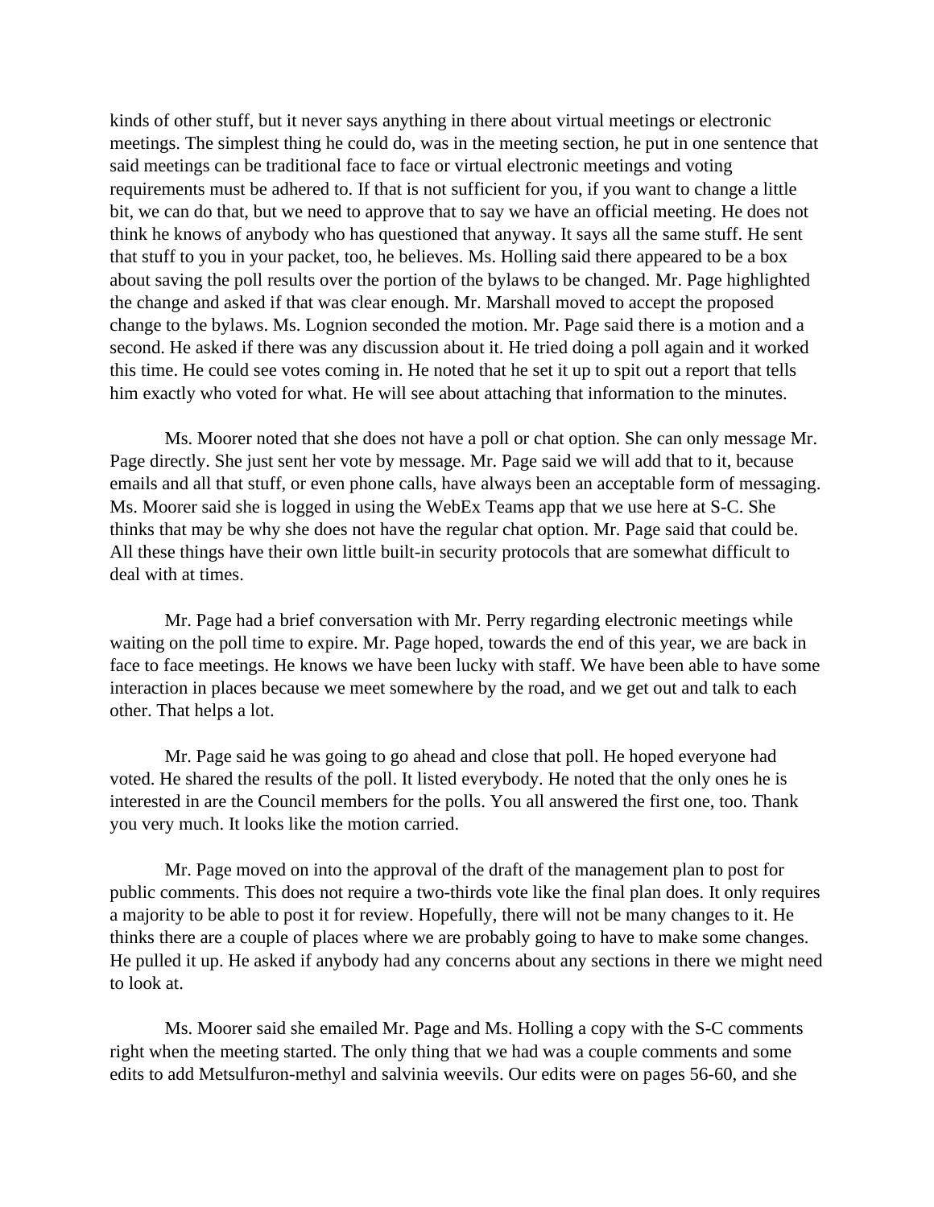kinds of other stuff, but it never says anything in there about virtual meetings or electronic meetings. The simplest thing he could do, was in the meeting section, he put in one sentence that said meetings can be traditional face to face or virtual electronic meetings and voting requirements must be adhered to. If that is not sufficient for you, if you want to change a little bit, we can do that, but we need to approve that to say we have an official meeting. He does not think he knows of anybody who has questioned that anyway. It says all the same stuff. He sent that stuff to you in your packet, too, he believes. Ms. Holling said there appeared to be a box about saving the poll results over the portion of the bylaws to be changed. Mr. Page highlighted the change and asked if that was clear enough. Mr. Marshall moved to accept the proposed change to the bylaws. Ms. Lognion seconded the motion. Mr. Page said there is a motion and a second. He asked if there was any discussion about it. He tried doing a poll again and it worked this time. He could see votes coming in. He noted that he set it up to spit out a report that tells him exactly who voted for what. He will see about attaching that information to the minutes.

Ms. Moorer noted that she does not have a poll or chat option. She can only message Mr. Page directly. She just sent her vote by message. Mr. Page said we will add that to it, because emails and all that stuff, or even phone calls, have always been an acceptable form of messaging. Ms. Moorer said she is logged in using the WebEx Teams app that we use here at S-C. She thinks that may be why she does not have the regular chat option. Mr. Page said that could be. All these things have their own little built-in security protocols that are somewhat difficult to deal with at times.

Mr. Page had a brief conversation with Mr. Perry regarding electronic meetings while waiting on the poll time to expire. Mr. Page hoped, towards the end of this year, we are back in face to face meetings. He knows we have been lucky with staff. We have been able to have some interaction in places because we meet somewhere by the road, and we get out and talk to each other. That helps a lot.

Mr. Page said he was going to go ahead and close that poll. He hoped everyone had voted. He shared the results of the poll. It listed everybody. He noted that the only ones he is interested in are the Council members for the polls. You all answered the first one, too. Thank you very much. It looks like the motion carried.

Mr. Page moved on into the approval of the draft of the management plan to post for public comments. This does not require a two-thirds vote like the final plan does. It only requires a majority to be able to post it for review. Hopefully, there will not be many changes to it. He thinks there are a couple of places where we are probably going to have to make some changes. He pulled it up. He asked if anybody had any concerns about any sections in there we might need to look at.

Ms. Moorer said she emailed Mr. Page and Ms. Holling a copy with the S-C comments right when the meeting started. The only thing that we had was a couple comments and some edits to add Metsulfuron-methyl and salvinia weevils. Our edits were on pages 56-60, and she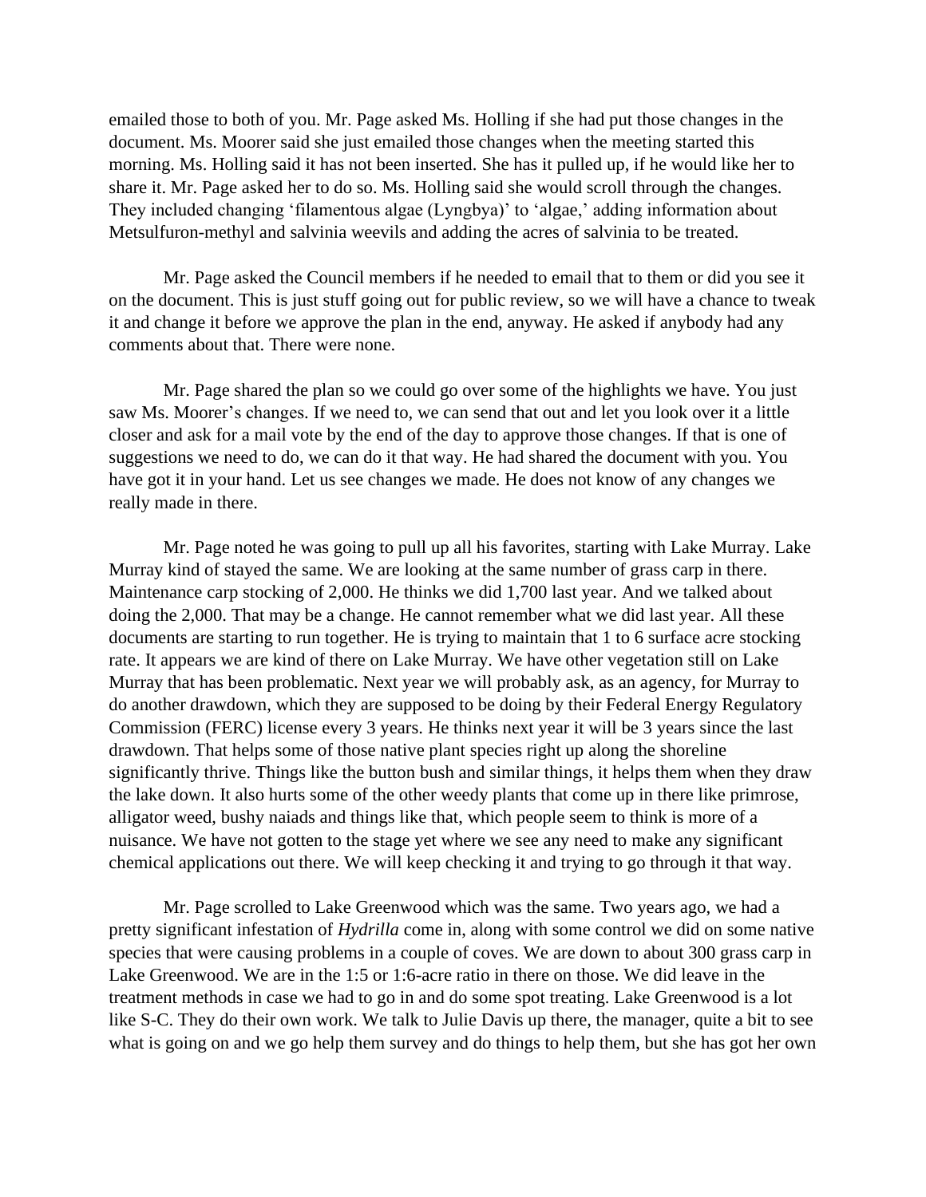emailed those to both of you. Mr. Page asked Ms. Holling if she had put those changes in the document. Ms. Moorer said she just emailed those changes when the meeting started this morning. Ms. Holling said it has not been inserted. She has it pulled up, if he would like her to share it. Mr. Page asked her to do so. Ms. Holling said she would scroll through the changes. They included changing 'filamentous algae (Lyngbya)' to 'algae,' adding information about Metsulfuron-methyl and salvinia weevils and adding the acres of salvinia to be treated.

Mr. Page asked the Council members if he needed to email that to them or did you see it on the document. This is just stuff going out for public review, so we will have a chance to tweak it and change it before we approve the plan in the end, anyway. He asked if anybody had any comments about that. There were none.

Mr. Page shared the plan so we could go over some of the highlights we have. You just saw Ms. Moorer's changes. If we need to, we can send that out and let you look over it a little closer and ask for a mail vote by the end of the day to approve those changes. If that is one of suggestions we need to do, we can do it that way. He had shared the document with you. You have got it in your hand. Let us see changes we made. He does not know of any changes we really made in there.

Mr. Page noted he was going to pull up all his favorites, starting with Lake Murray. Lake Murray kind of stayed the same. We are looking at the same number of grass carp in there. Maintenance carp stocking of 2,000. He thinks we did 1,700 last year. And we talked about doing the 2,000. That may be a change. He cannot remember what we did last year. All these documents are starting to run together. He is trying to maintain that 1 to 6 surface acre stocking rate. It appears we are kind of there on Lake Murray. We have other vegetation still on Lake Murray that has been problematic. Next year we will probably ask, as an agency, for Murray to do another drawdown, which they are supposed to be doing by their Federal Energy Regulatory Commission (FERC) license every 3 years. He thinks next year it will be 3 years since the last drawdown. That helps some of those native plant species right up along the shoreline significantly thrive. Things like the button bush and similar things, it helps them when they draw the lake down. It also hurts some of the other weedy plants that come up in there like primrose, alligator weed, bushy naiads and things like that, which people seem to think is more of a nuisance. We have not gotten to the stage yet where we see any need to make any significant chemical applications out there. We will keep checking it and trying to go through it that way.

Mr. Page scrolled to Lake Greenwood which was the same. Two years ago, we had a pretty significant infestation of *Hydrilla* come in, along with some control we did on some native species that were causing problems in a couple of coves. We are down to about 300 grass carp in Lake Greenwood. We are in the 1:5 or 1:6-acre ratio in there on those. We did leave in the treatment methods in case we had to go in and do some spot treating. Lake Greenwood is a lot like S-C. They do their own work. We talk to Julie Davis up there, the manager, quite a bit to see what is going on and we go help them survey and do things to help them, but she has got her own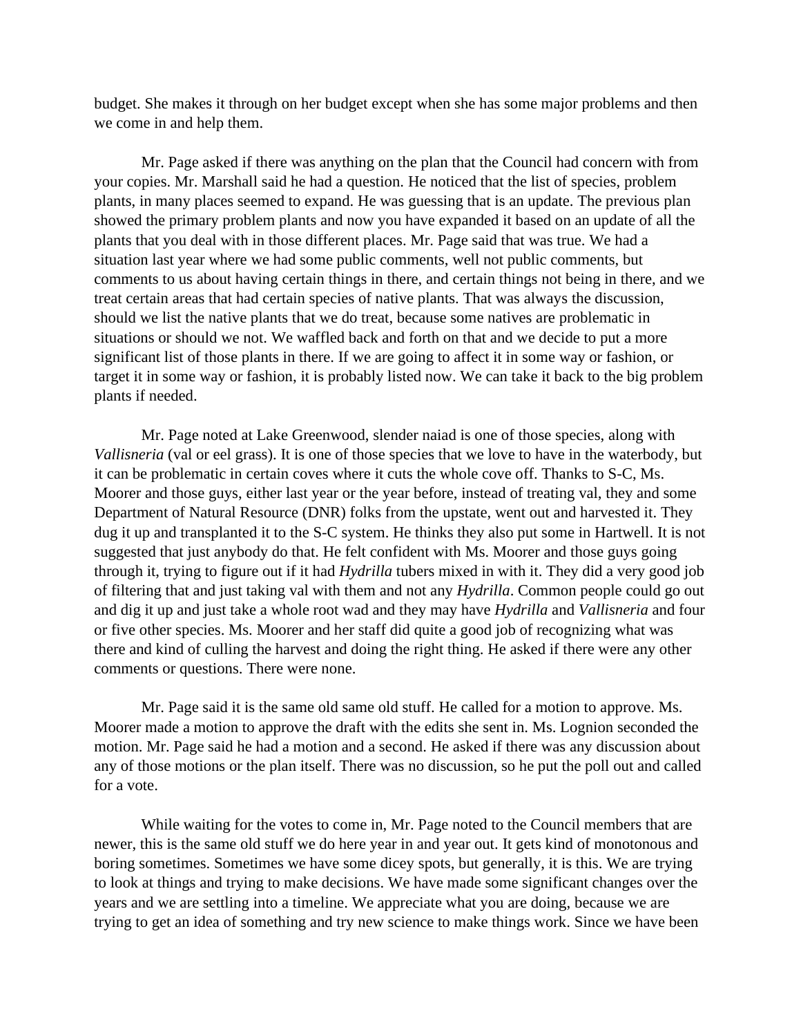budget. She makes it through on her budget except when she has some major problems and then we come in and help them.

Mr. Page asked if there was anything on the plan that the Council had concern with from your copies. Mr. Marshall said he had a question. He noticed that the list of species, problem plants, in many places seemed to expand. He was guessing that is an update. The previous plan showed the primary problem plants and now you have expanded it based on an update of all the plants that you deal with in those different places. Mr. Page said that was true. We had a situation last year where we had some public comments, well not public comments, but comments to us about having certain things in there, and certain things not being in there, and we treat certain areas that had certain species of native plants. That was always the discussion, should we list the native plants that we do treat, because some natives are problematic in situations or should we not. We waffled back and forth on that and we decide to put a more significant list of those plants in there. If we are going to affect it in some way or fashion, or target it in some way or fashion, it is probably listed now. We can take it back to the big problem plants if needed.

Mr. Page noted at Lake Greenwood, slender naiad is one of those species, along with *Vallisneria* (val or eel grass). It is one of those species that we love to have in the waterbody, but it can be problematic in certain coves where it cuts the whole cove off. Thanks to S-C, Ms. Moorer and those guys, either last year or the year before, instead of treating val, they and some Department of Natural Resource (DNR) folks from the upstate, went out and harvested it. They dug it up and transplanted it to the S-C system. He thinks they also put some in Hartwell. It is not suggested that just anybody do that. He felt confident with Ms. Moorer and those guys going through it, trying to figure out if it had *Hydrilla* tubers mixed in with it. They did a very good job of filtering that and just taking val with them and not any *Hydrilla*. Common people could go out and dig it up and just take a whole root wad and they may have *Hydrilla* and *Vallisneria* and four or five other species. Ms. Moorer and her staff did quite a good job of recognizing what was there and kind of culling the harvest and doing the right thing. He asked if there were any other comments or questions. There were none.

Mr. Page said it is the same old same old stuff. He called for a motion to approve. Ms. Moorer made a motion to approve the draft with the edits she sent in. Ms. Lognion seconded the motion. Mr. Page said he had a motion and a second. He asked if there was any discussion about any of those motions or the plan itself. There was no discussion, so he put the poll out and called for a vote.

While waiting for the votes to come in, Mr. Page noted to the Council members that are newer, this is the same old stuff we do here year in and year out. It gets kind of monotonous and boring sometimes. Sometimes we have some dicey spots, but generally, it is this. We are trying to look at things and trying to make decisions. We have made some significant changes over the years and we are settling into a timeline. We appreciate what you are doing, because we are trying to get an idea of something and try new science to make things work. Since we have been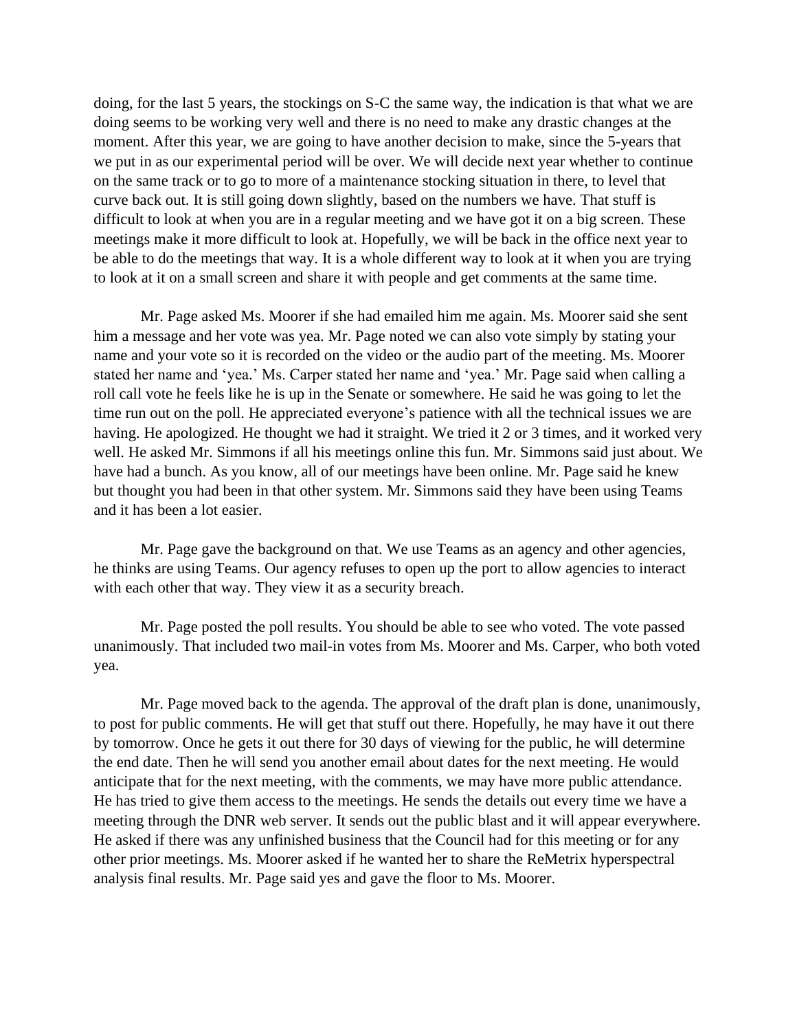doing, for the last 5 years, the stockings on S-C the same way, the indication is that what we are doing seems to be working very well and there is no need to make any drastic changes at the moment. After this year, we are going to have another decision to make, since the 5-years that we put in as our experimental period will be over. We will decide next year whether to continue on the same track or to go to more of a maintenance stocking situation in there, to level that curve back out. It is still going down slightly, based on the numbers we have. That stuff is difficult to look at when you are in a regular meeting and we have got it on a big screen. These meetings make it more difficult to look at. Hopefully, we will be back in the office next year to be able to do the meetings that way. It is a whole different way to look at it when you are trying to look at it on a small screen and share it with people and get comments at the same time.

Mr. Page asked Ms. Moorer if she had emailed him me again. Ms. Moorer said she sent him a message and her vote was yea. Mr. Page noted we can also vote simply by stating your name and your vote so it is recorded on the video or the audio part of the meeting. Ms. Moorer stated her name and 'yea.' Ms. Carper stated her name and 'yea.' Mr. Page said when calling a roll call vote he feels like he is up in the Senate or somewhere. He said he was going to let the time run out on the poll. He appreciated everyone's patience with all the technical issues we are having. He apologized. He thought we had it straight. We tried it 2 or 3 times, and it worked very well. He asked Mr. Simmons if all his meetings online this fun. Mr. Simmons said just about. We have had a bunch. As you know, all of our meetings have been online. Mr. Page said he knew but thought you had been in that other system. Mr. Simmons said they have been using Teams and it has been a lot easier.

Mr. Page gave the background on that. We use Teams as an agency and other agencies, he thinks are using Teams. Our agency refuses to open up the port to allow agencies to interact with each other that way. They view it as a security breach.

Mr. Page posted the poll results. You should be able to see who voted. The vote passed unanimously. That included two mail-in votes from Ms. Moorer and Ms. Carper, who both voted yea.

Mr. Page moved back to the agenda. The approval of the draft plan is done, unanimously, to post for public comments. He will get that stuff out there. Hopefully, he may have it out there by tomorrow. Once he gets it out there for 30 days of viewing for the public, he will determine the end date. Then he will send you another email about dates for the next meeting. He would anticipate that for the next meeting, with the comments, we may have more public attendance. He has tried to give them access to the meetings. He sends the details out every time we have a meeting through the DNR web server. It sends out the public blast and it will appear everywhere. He asked if there was any unfinished business that the Council had for this meeting or for any other prior meetings. Ms. Moorer asked if he wanted her to share the ReMetrix hyperspectral analysis final results. Mr. Page said yes and gave the floor to Ms. Moorer.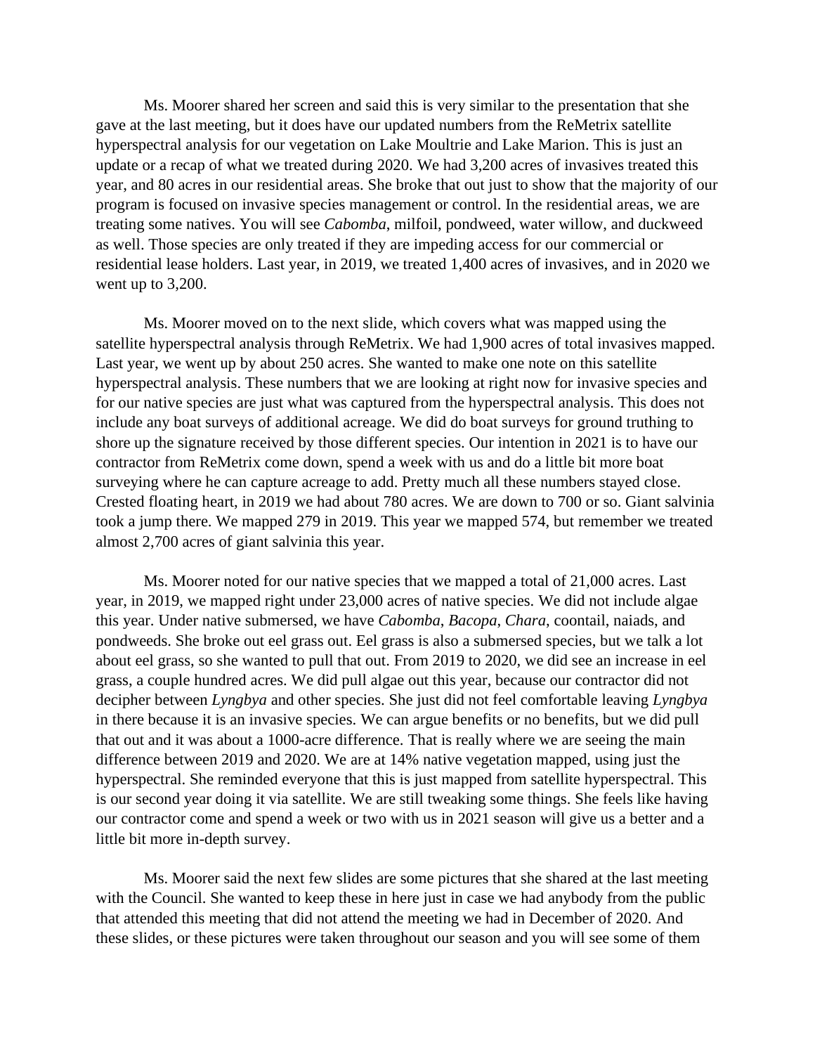Ms. Moorer shared her screen and said this is very similar to the presentation that she gave at the last meeting, but it does have our updated numbers from the ReMetrix satellite hyperspectral analysis for our vegetation on Lake Moultrie and Lake Marion. This is just an update or a recap of what we treated during 2020. We had 3,200 acres of invasives treated this year, and 80 acres in our residential areas. She broke that out just to show that the majority of our program is focused on invasive species management or control. In the residential areas, we are treating some natives. You will see *Cabomba*, milfoil, pondweed, water willow, and duckweed as well. Those species are only treated if they are impeding access for our commercial or residential lease holders. Last year, in 2019, we treated 1,400 acres of invasives, and in 2020 we went up to 3,200.

Ms. Moorer moved on to the next slide, which covers what was mapped using the satellite hyperspectral analysis through ReMetrix. We had 1,900 acres of total invasives mapped. Last year, we went up by about 250 acres. She wanted to make one note on this satellite hyperspectral analysis. These numbers that we are looking at right now for invasive species and for our native species are just what was captured from the hyperspectral analysis. This does not include any boat surveys of additional acreage. We did do boat surveys for ground truthing to shore up the signature received by those different species. Our intention in 2021 is to have our contractor from ReMetrix come down, spend a week with us and do a little bit more boat surveying where he can capture acreage to add. Pretty much all these numbers stayed close. Crested floating heart, in 2019 we had about 780 acres. We are down to 700 or so. Giant salvinia took a jump there. We mapped 279 in 2019. This year we mapped 574, but remember we treated almost 2,700 acres of giant salvinia this year.

Ms. Moorer noted for our native species that we mapped a total of 21,000 acres. Last year, in 2019, we mapped right under 23,000 acres of native species. We did not include algae this year. Under native submersed, we have *Cabomba*, *Bacopa*, *Chara*, coontail, naiads, and pondweeds. She broke out eel grass out. Eel grass is also a submersed species, but we talk a lot about eel grass, so she wanted to pull that out. From 2019 to 2020, we did see an increase in eel grass, a couple hundred acres. We did pull algae out this year, because our contractor did not decipher between *Lyngbya* and other species. She just did not feel comfortable leaving *Lyngbya* in there because it is an invasive species. We can argue benefits or no benefits, but we did pull that out and it was about a 1000-acre difference. That is really where we are seeing the main difference between 2019 and 2020. We are at 14% native vegetation mapped, using just the hyperspectral. She reminded everyone that this is just mapped from satellite hyperspectral. This is our second year doing it via satellite. We are still tweaking some things. She feels like having our contractor come and spend a week or two with us in 2021 season will give us a better and a little bit more in-depth survey.

Ms. Moorer said the next few slides are some pictures that she shared at the last meeting with the Council. She wanted to keep these in here just in case we had anybody from the public that attended this meeting that did not attend the meeting we had in December of 2020. And these slides, or these pictures were taken throughout our season and you will see some of them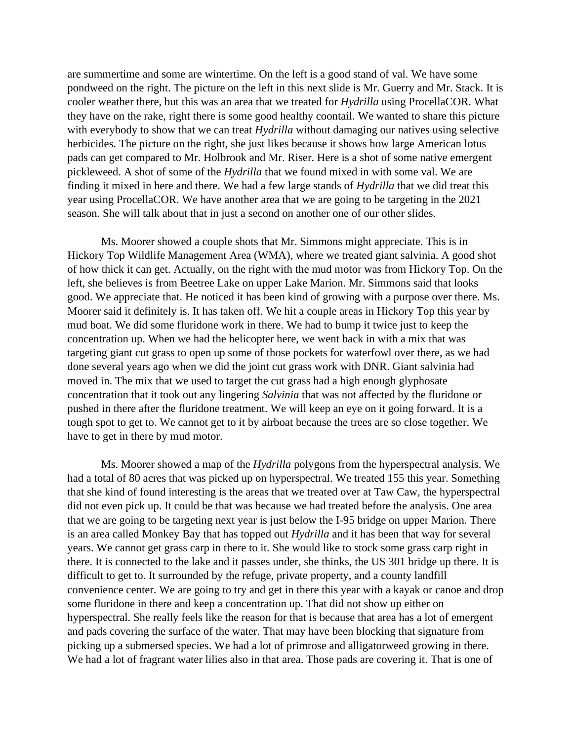are summertime and some are wintertime. On the left is a good stand of val. We have some pondweed on the right. The picture on the left in this next slide is Mr. Guerry and Mr. Stack. It is cooler weather there, but this was an area that we treated for *Hydrilla* using ProcellaCOR. What they have on the rake, right there is some good healthy coontail. We wanted to share this picture with everybody to show that we can treat *Hydrilla* without damaging our natives using selective herbicides. The picture on the right, she just likes because it shows how large American lotus pads can get compared to Mr. Holbrook and Mr. Riser. Here is a shot of some native emergent pickleweed. A shot of some of the *Hydrilla* that we found mixed in with some val. We are finding it mixed in here and there. We had a few large stands of *Hydrilla* that we did treat this year using ProcellaCOR. We have another area that we are going to be targeting in the 2021 season. She will talk about that in just a second on another one of our other slides.

Ms. Moorer showed a couple shots that Mr. Simmons might appreciate. This is in Hickory Top Wildlife Management Area (WMA), where we treated giant salvinia. A good shot of how thick it can get. Actually, on the right with the mud motor was from Hickory Top. On the left, she believes is from Beetree Lake on upper Lake Marion. Mr. Simmons said that looks good. We appreciate that. He noticed it has been kind of growing with a purpose over there. Ms. Moorer said it definitely is. It has taken off. We hit a couple areas in Hickory Top this year by mud boat. We did some fluridone work in there. We had to bump it twice just to keep the concentration up. When we had the helicopter here, we went back in with a mix that was targeting giant cut grass to open up some of those pockets for waterfowl over there, as we had done several years ago when we did the joint cut grass work with DNR. Giant salvinia had moved in. The mix that we used to target the cut grass had a high enough glyphosate concentration that it took out any lingering *Salvinia* that was not affected by the fluridone or pushed in there after the fluridone treatment. We will keep an eye on it going forward. It is a tough spot to get to. We cannot get to it by airboat because the trees are so close together. We have to get in there by mud motor.

Ms. Moorer showed a map of the *Hydrilla* polygons from the hyperspectral analysis. We had a total of 80 acres that was picked up on hyperspectral. We treated 155 this year. Something that she kind of found interesting is the areas that we treated over at Taw Caw, the hyperspectral did not even pick up. It could be that was because we had treated before the analysis. One area that we are going to be targeting next year is just below the I-95 bridge on upper Marion. There is an area called Monkey Bay that has topped out *Hydrilla* and it has been that way for several years. We cannot get grass carp in there to it. She would like to stock some grass carp right in there. It is connected to the lake and it passes under, she thinks, the US 301 bridge up there. It is difficult to get to. It surrounded by the refuge, private property, and a county landfill convenience center. We are going to try and get in there this year with a kayak or canoe and drop some fluridone in there and keep a concentration up. That did not show up either on hyperspectral. She really feels like the reason for that is because that area has a lot of emergent and pads covering the surface of the water. That may have been blocking that signature from picking up a submersed species. We had a lot of primrose and alligatorweed growing in there. We had a lot of fragrant water lilies also in that area. Those pads are covering it. That is one of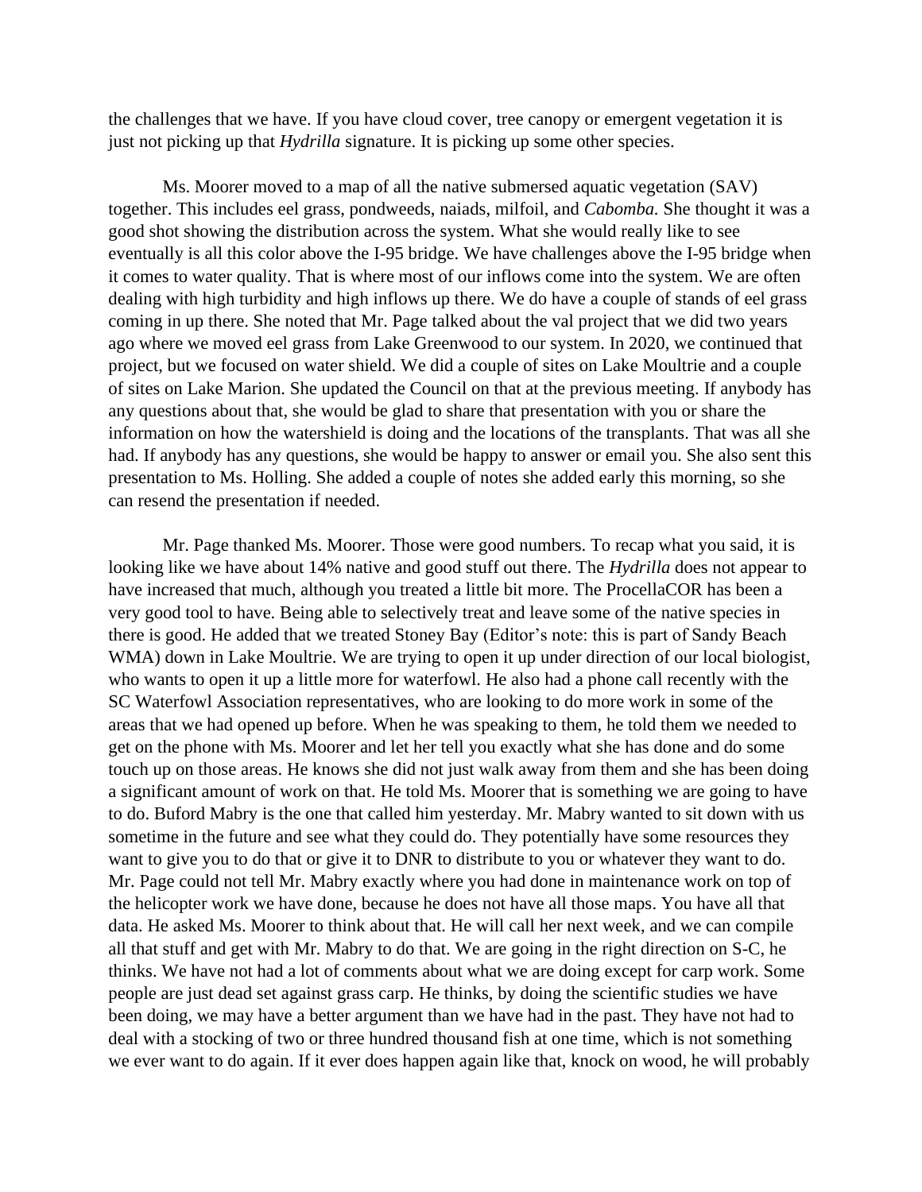the challenges that we have. If you have cloud cover, tree canopy or emergent vegetation it is just not picking up that *Hydrilla* signature. It is picking up some other species.

Ms. Moorer moved to a map of all the native submersed aquatic vegetation (SAV) together. This includes eel grass, pondweeds, naiads, milfoil, and *Cabomba.* She thought it was a good shot showing the distribution across the system. What she would really like to see eventually is all this color above the I-95 bridge. We have challenges above the I-95 bridge when it comes to water quality. That is where most of our inflows come into the system. We are often dealing with high turbidity and high inflows up there. We do have a couple of stands of eel grass coming in up there. She noted that Mr. Page talked about the val project that we did two years ago where we moved eel grass from Lake Greenwood to our system. In 2020, we continued that project, but we focused on water shield. We did a couple of sites on Lake Moultrie and a couple of sites on Lake Marion. She updated the Council on that at the previous meeting. If anybody has any questions about that, she would be glad to share that presentation with you or share the information on how the watershield is doing and the locations of the transplants. That was all she had. If anybody has any questions, she would be happy to answer or email you. She also sent this presentation to Ms. Holling. She added a couple of notes she added early this morning, so she can resend the presentation if needed.

Mr. Page thanked Ms. Moorer. Those were good numbers. To recap what you said, it is looking like we have about 14% native and good stuff out there. The *Hydrilla* does not appear to have increased that much, although you treated a little bit more. The ProcellaCOR has been a very good tool to have. Being able to selectively treat and leave some of the native species in there is good. He added that we treated Stoney Bay (Editor's note: this is part of Sandy Beach WMA) down in Lake Moultrie. We are trying to open it up under direction of our local biologist, who wants to open it up a little more for waterfowl. He also had a phone call recently with the SC Waterfowl Association representatives, who are looking to do more work in some of the areas that we had opened up before. When he was speaking to them, he told them we needed to get on the phone with Ms. Moorer and let her tell you exactly what she has done and do some touch up on those areas. He knows she did not just walk away from them and she has been doing a significant amount of work on that. He told Ms. Moorer that is something we are going to have to do. Buford Mabry is the one that called him yesterday. Mr. Mabry wanted to sit down with us sometime in the future and see what they could do. They potentially have some resources they want to give you to do that or give it to DNR to distribute to you or whatever they want to do. Mr. Page could not tell Mr. Mabry exactly where you had done in maintenance work on top of the helicopter work we have done, because he does not have all those maps. You have all that data. He asked Ms. Moorer to think about that. He will call her next week, and we can compile all that stuff and get with Mr. Mabry to do that. We are going in the right direction on S-C, he thinks. We have not had a lot of comments about what we are doing except for carp work. Some people are just dead set against grass carp. He thinks, by doing the scientific studies we have been doing, we may have a better argument than we have had in the past. They have not had to deal with a stocking of two or three hundred thousand fish at one time, which is not something we ever want to do again. If it ever does happen again like that, knock on wood, he will probably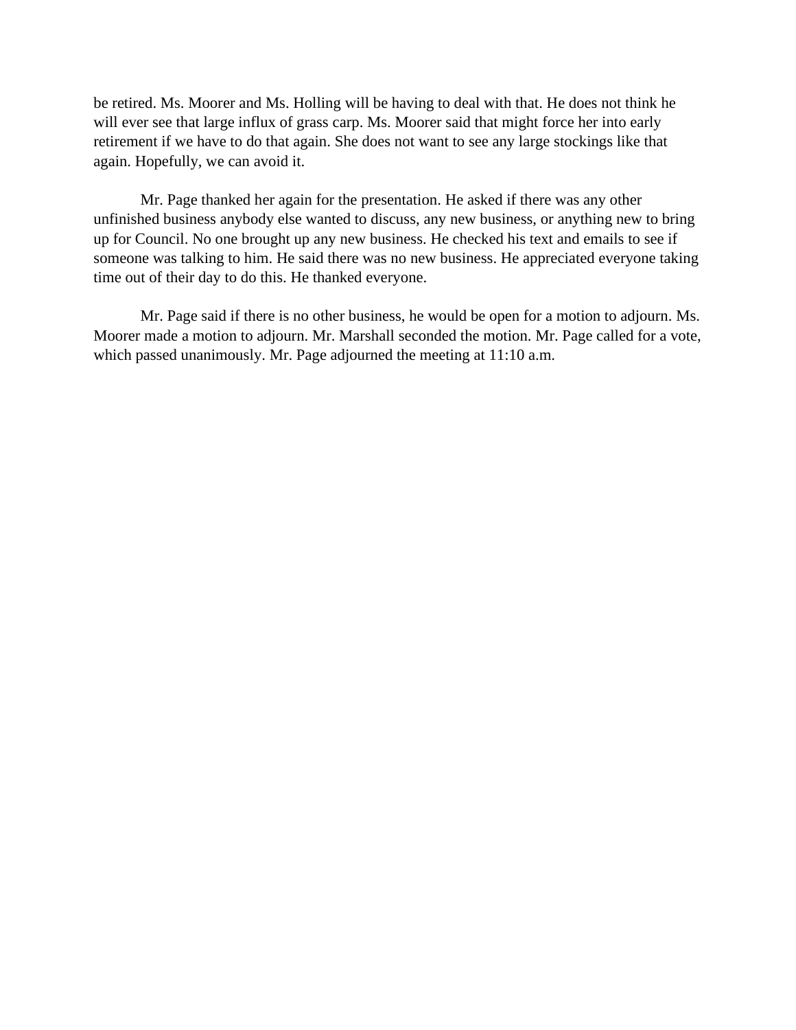be retired. Ms. Moorer and Ms. Holling will be having to deal with that. He does not think he will ever see that large influx of grass carp. Ms. Moorer said that might force her into early retirement if we have to do that again. She does not want to see any large stockings like that again. Hopefully, we can avoid it.

Mr. Page thanked her again for the presentation. He asked if there was any other unfinished business anybody else wanted to discuss, any new business, or anything new to bring up for Council. No one brought up any new business. He checked his text and emails to see if someone was talking to him. He said there was no new business. He appreciated everyone taking time out of their day to do this. He thanked everyone.

Mr. Page said if there is no other business, he would be open for a motion to adjourn. Ms. Moorer made a motion to adjourn. Mr. Marshall seconded the motion. Mr. Page called for a vote, which passed unanimously. Mr. Page adjourned the meeting at 11:10 a.m.